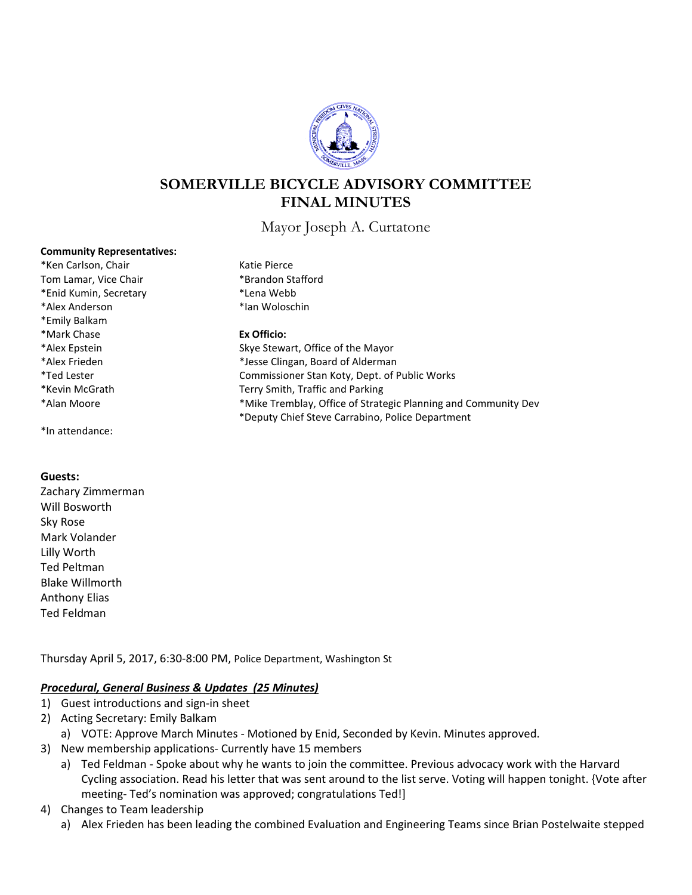# SOMERVILLE BICYCLE ADVISORY COMMITTEE
# FINAL MINUTES

Mayor Joseph A. Curtatone

**Community Representatives:**

*Ken Carlson, Chair
Tom Lamar, Vice Chair
*Enid Kumin, Secretary
*Alex Anderson
*Emily Balkam
*Mark Chase
*Alex Epstein
*Alex Frieden
*Ted Lester
*Kevin McGrath
*Alan Moore
Katie Pierce
*Brandon Stafford
*Lena Webb
*Ian Woloschin

**Ex Officio:**

Skye Stewart, Office of the Mayor
*Jesse Clingan, Board of Alderman
Commissioner Stan Koty, Dept. of Public Works
Terry Smith, Traffic and Parking
*Mike Tremblay, Office of Strategic Planning and Community Dev
*Deputy Chief Steve Carrabino, Police Department

*In attendance:

**Guests:**

Zachary Zimmerman
Will Bosworth
Sky Rose
Mark Volander
Lilly Worth
Ted Peltman
Blake Willmorth
Anthony Elias
Ted Feldman

Thursday April 5, 2017, 6:30-8:00 PM, Police Department, Washington St

***Procedural, General Business & Updates (25 Minutes)***

1) Guest introductions and sign-in sheet
2) Acting Secretary: Emily Balkam
   a) VOTE: Approve March Minutes - Motioned by Enid, Seconded by Kevin. Minutes approved.
3) New membership applications- Currently have 15 members
   a) Ted Feldman - Spoke about why he wants to join the committee. Previous advocacy work with the Harvard Cycling association. Read his letter that was sent around to the list serve. Voting will happen tonight. {Vote after meeting- Ted's nomination was approved; congratulations Ted!]
4) Changes to Team leadership
   a) Alex Frieden has been leading the combined Evaluation and Engineering Teams since Brian Postelwaite stepped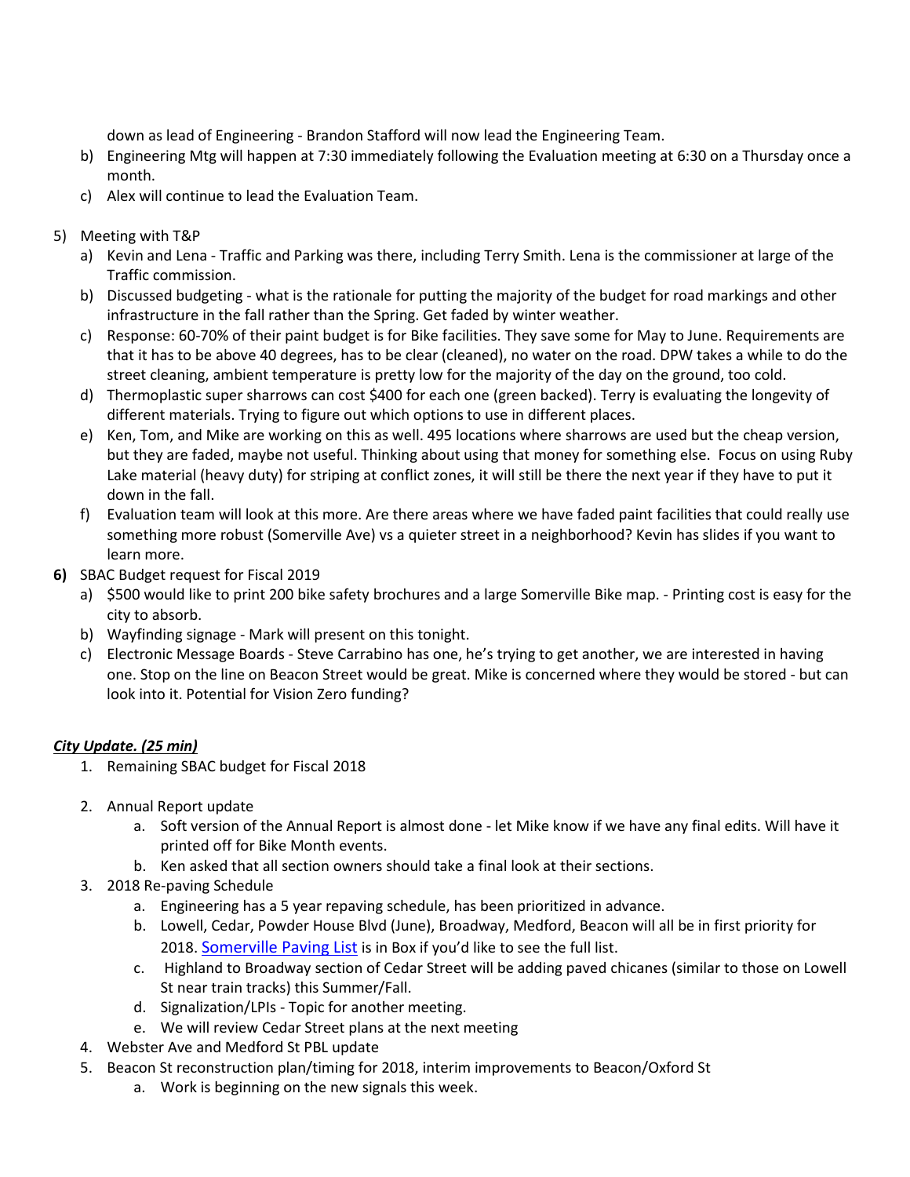down as lead of Engineering - Brandon Stafford will now lead the Engineering Team.

b) Engineering Mtg will happen at 7:30 immediately following the Evaluation meeting at 6:30 on a Thursday once a month.

c) Alex will continue to lead the Evaluation Team.

5) Meeting with T&P

   a) Kevin and Lena - Traffic and Parking was there, including Terry Smith. Lena is the commissioner at large of the Traffic commission.

   b) Discussed budgeting - what is the rationale for putting the majority of the budget for road markings and other infrastructure in the fall rather than the Spring. Get faded by winter weather.

   c) Response: 60-70% of their paint budget is for Bike facilities. They save some for May to June. Requirements are that it has to be above 40 degrees, has to be clear (cleaned), no water on the road. DPW takes a while to do the street cleaning, ambient temperature is pretty low for the majority of the day on the ground, too cold.

   d) Thermoplastic super sharrows can cost $400 for each one (green backed). Terry is evaluating the longevity of different materials. Trying to figure out which options to use in different places.

   e) Ken, Tom, and Mike are working on this as well. 495 locations where sharrows are used but the cheap version, but they are faded, maybe not useful. Thinking about using that money for something else. Focus on using Ruby Lake material (heavy duty) for striping at conflict zones, it will still be there the next year if they have to put it down in the fall.

   f) Evaluation team will look at this more. Are there areas where we have faded paint facilities that could really use something more robust (Somerville Ave) vs a quieter street in a neighborhood? Kevin has slides if you want to learn more.

**6)** SBAC Budget request for Fiscal 2019

   a) $500 would like to print 200 bike safety brochures and a large Somerville Bike map. - Printing cost is easy for the city to absorb.

   b) Wayfinding signage - Mark will present on this tonight.

   c) Electronic Message Boards - Steve Carrabino has one, he's trying to get another, we are interested in having one. Stop on the line on Beacon Street would be great. Mike is concerned where they would be stored - but can look into it. Potential for Vision Zero funding?

***City Update. (25 min)***

1. Remaining SBAC budget for Fiscal 2018

2. Annual Report update
   a. Soft version of the Annual Report is almost done - let Mike know if we have any final edits. Will have it printed off for Bike Month events.
   b. Ken asked that all section owners should take a final look at their sections.

3. 2018 Re-paving Schedule
   a. Engineering has a 5 year repaving schedule, has been prioritized in advance.
   b. Lowell, Cedar, Powder House Blvd (June), Broadway, Medford, Beacon will all be in first priority for 2018. Somerville Paving List is in Box if you'd like to see the full list.
   c. Highland to Broadway section of Cedar Street will be adding paved chicanes (similar to those on Lowell St near train tracks) this Summer/Fall.
   d. Signalization/LPIs - Topic for another meeting.
   e. We will review Cedar Street plans at the next meeting

4. Webster Ave and Medford St PBL update

5. Beacon St reconstruction plan/timing for 2018, interim improvements to Beacon/Oxford St
   a. Work is beginning on the new signals this week.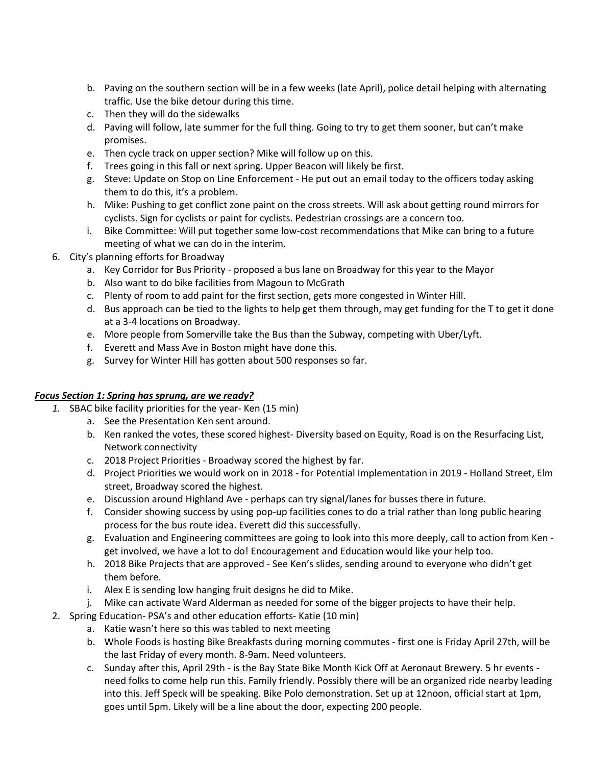b. Paving on the southern section will be in a few weeks (late April), police detail helping with alternating traffic. Use the bike detour during this time.
c. Then they will do the sidewalks
d. Paving will follow, late summer for the full thing. Going to try to get them sooner, but can't make promises.
e. Then cycle track on upper section? Mike will follow up on this.
f. Trees going in this fall or next spring. Upper Beacon will likely be first.
g. Steve: Update on Stop on Line Enforcement - He put out an email today to the officers today asking them to do this, it's a problem.
h. Mike: Pushing to get conflict zone paint on the cross streets. Will ask about getting round mirrors for cyclists. Sign for cyclists or paint for cyclists. Pedestrian crossings are a concern too.
i. Bike Committee: Will put together some low-cost recommendations that Mike can bring to a future meeting of what we can do in the interim.

6. City's planning efforts for Broadway
   a. Key Corridor for Bus Priority - proposed a bus lane on Broadway for this year to the Mayor
   b. Also want to do bike facilities from Magoun to McGrath
   c. Plenty of room to add paint for the first section, gets more congested in Winter Hill.
   d. Bus approach can be tied to the lights to help get them through, may get funding for the T to get it done at a 3-4 locations on Broadway.
   e. More people from Somerville take the Bus than the Subway, competing with Uber/Lyft.
   f. Everett and Mass Ave in Boston might have done this.
   g. Survey for Winter Hill has gotten about 500 responses so far.

***<u>Focus Section 1: Spring has sprung, are we ready?</u>***

1. SBAC bike facility priorities for the year- Ken (15 min)
   a. See the Presentation Ken sent around.
   b. Ken ranked the votes, these scored highest- Diversity based on Equity, Road is on the Resurfacing List, Network connectivity
   c. 2018 Project Priorities - Broadway scored the highest by far.
   d. Project Priorities we would work on in 2018 - for Potential Implementation in 2019 - Holland Street, Elm street, Broadway scored the highest.
   e. Discussion around Highland Ave - perhaps can try signal/lanes for busses there in future.
   f. Consider showing success by using pop-up facilities cones to do a trial rather than long public hearing process for the bus route idea. Everett did this successfully.
   g. Evaluation and Engineering committees are going to look into this more deeply, call to action from Ken - get involved, we have a lot to do! Encouragement and Education would like your help too.
   h. 2018 Bike Projects that are approved - See Ken's slides, sending around to everyone who didn't get them before.
   i. Alex E is sending low hanging fruit designs he did to Mike.
   j. Mike can activate Ward Alderman as needed for some of the bigger projects to have their help.
2. Spring Education- PSA's and other education efforts- Katie (10 min)
   a. Katie wasn't here so this was tabled to next meeting
   b. Whole Foods is hosting Bike Breakfasts during morning commutes - first one is Friday April 27th, will be the last Friday of every month. 8-9am. Need volunteers.
   c. Sunday after this, April 29th - is the Bay State Bike Month Kick Off at Aeronaut Brewery. 5 hr events - need folks to come help run this. Family friendly. Possibly there will be an organized ride nearby leading into this. Jeff Speck will be speaking. Bike Polo demonstration. Set up at 12noon, official start at 1pm, goes until 5pm. Likely will be a line about the door, expecting 200 people.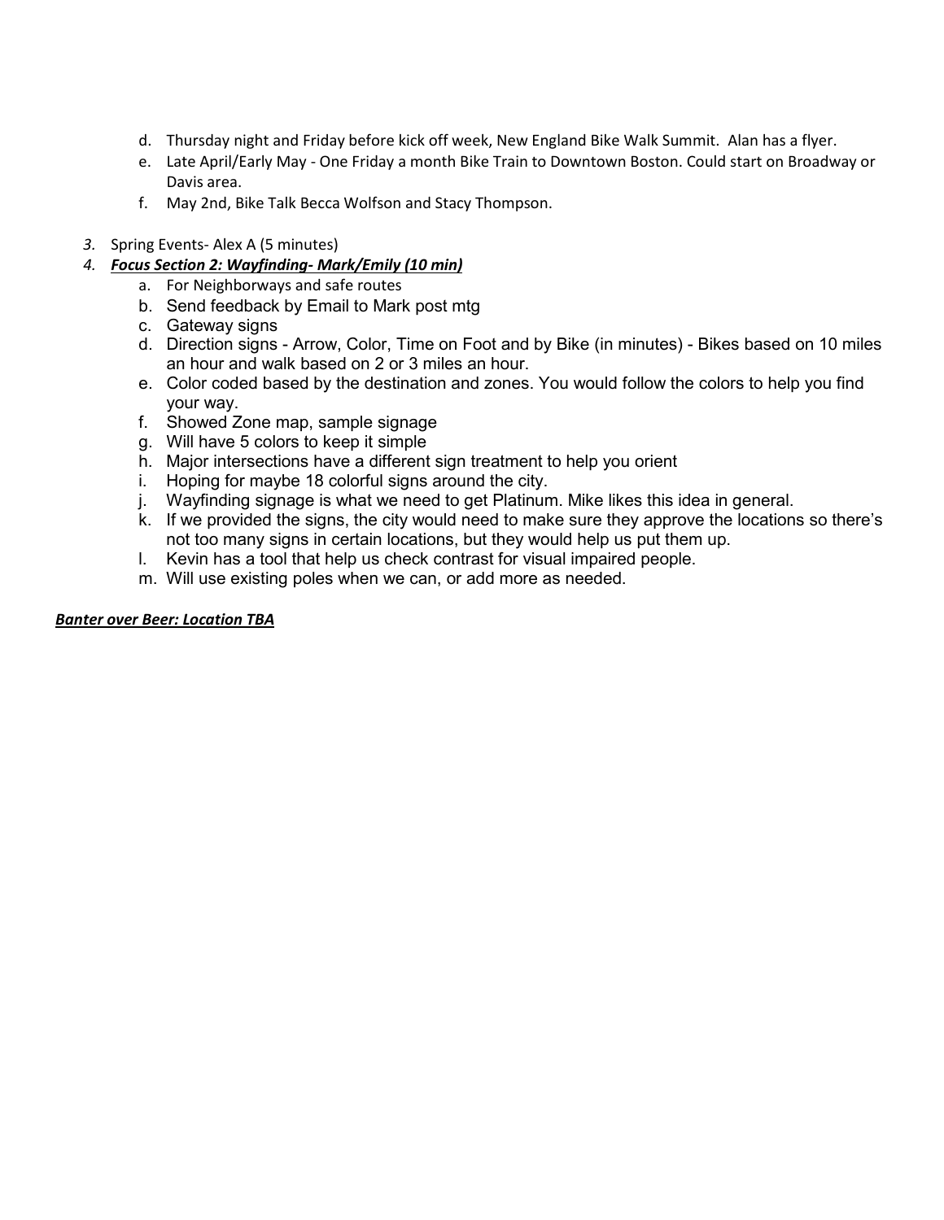d. Thursday night and Friday before kick off week, New England Bike Walk Summit. Alan has a flyer.
e. Late April/Early May - One Friday a month Bike Train to Downtown Boston. Could start on Broadway or Davis area.
f. May 2nd, Bike Talk Becca Wolfson and Stacy Thompson.

3. Spring Events- Alex A (5 minutes)
4. ***Focus Section 2: Wayfinding- Mark/Emily (10 min)***
    a. For Neighborways and safe routes
    b. Send feedback by Email to Mark post mtg
    c. Gateway signs
    d. Direction signs - Arrow, Color, Time on Foot and by Bike (in minutes) - Bikes based on 10 miles an hour and walk based on 2 or 3 miles an hour.
    e. Color coded based by the destination and zones. You would follow the colors to help you find your way.
    f. Showed Zone map, sample signage
    g. Will have 5 colors to keep it simple
    h. Major intersections have a different sign treatment to help you orient
    i. Hoping for maybe 18 colorful signs around the city.
    j. Wayfinding signage is what we need to get Platinum. Mike likes this idea in general.
    k. If we provided the signs, the city would need to make sure they approve the locations so there's not too many signs in certain locations, but they would help us put them up.
    l. Kevin has a tool that help us check contrast for visual impaired people.
    m. Will use existing poles when we can, or add more as needed.

***Banter over Beer: Location TBA***